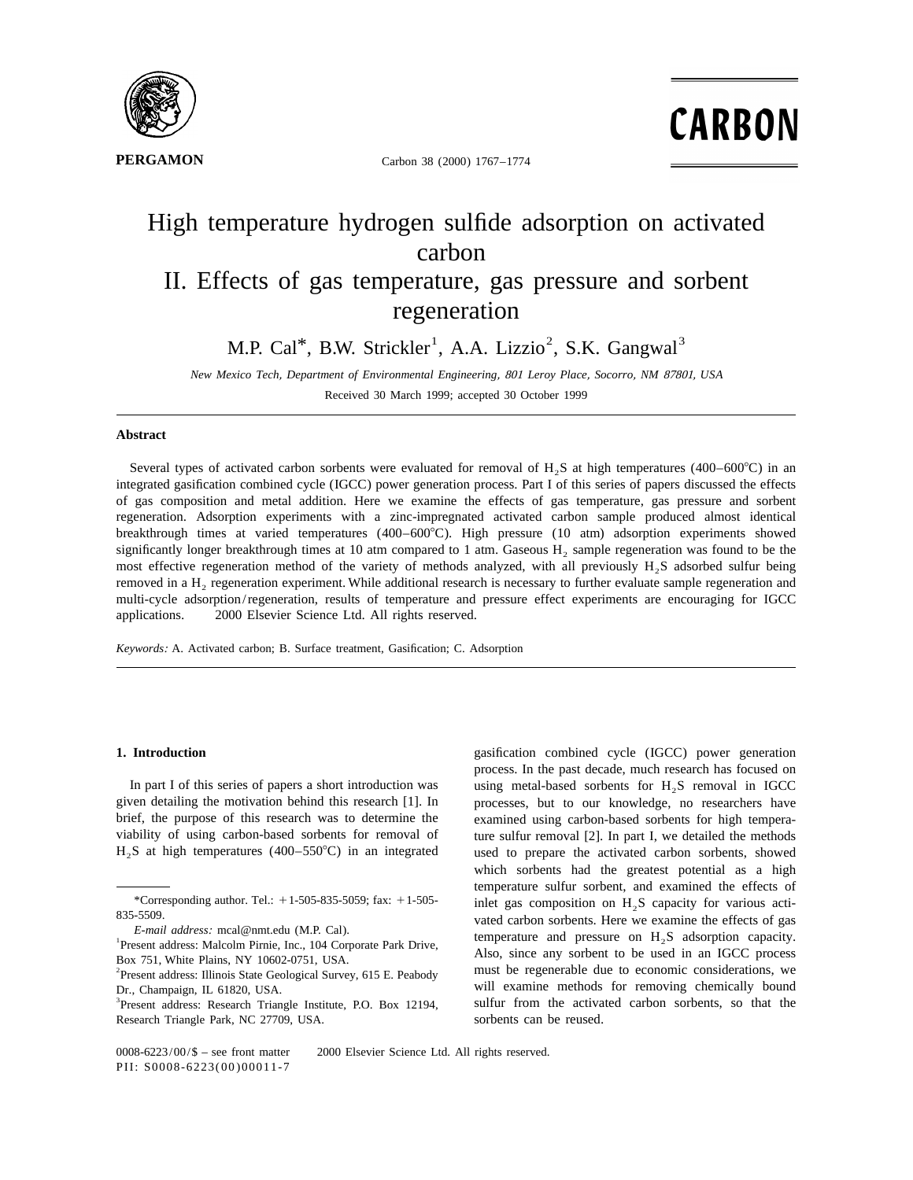# High temperature hydrogen sulfide adsorption on activated carbon

## II. Effects of gas temperature, gas pressure and sorbent regeneration

M.P. Cal*, B.W. Strickler[1], A.A. Lizzio[2], S.K. Gangwal[3]

*New Mexico Tech, Department of Environmental Engineering, 801 Leroy Place, Socorro, NM 87801, USA*

Received 30 March 1999; accepted 30 October 1999

### Abstract

Several types of activated carbon sorbents were evaluated for removal of $H_2S$ at high temperatures (400–600°C) in an integrated gasification combined cycle (IGCC) power generation process. Part I of this series of papers discussed the effects of gas composition and metal addition. Here we examine the effects of gas temperature, gas pressure and sorbent regeneration. Adsorption experiments with a zinc-impregnated activated carbon sample produced almost identical breakthrough times at varied temperatures (400–600°C). High pressure (10 atm) adsorption experiments showed significantly longer breakthrough times at 10 atm compared to 1 atm. Gaseous $H_2$ sample regeneration was found to be the most effective regeneration method of the variety of methods analyzed, with all previously $H_2S$ adsorbed sulfur being removed in a $H_2$ regeneration experiment. While additional research is necessary to further evaluate sample regeneration and multi-cycle adsorption/regeneration, results of temperature and pressure effect experiments are encouraging for IGCC applications. © 2000 Elsevier Science Ltd. All rights reserved.

*Keywords:* A. Activated carbon; B. Surface treatment, Gasification; C. Adsorption

## 1. Introduction

In part I of this series of papers a short introduction was given detailing the motivation behind this research [1]. In brief, the purpose of this research was to determine the viability of using carbon-based sorbents for removal of $H_2S$ at high temperatures (400–550°C) in an integrated gasification combined cycle (IGCC) power generation process. In the past decade, much research has focused on using metal-based sorbents for $H_2S$ removal in IGCC processes, but to our knowledge, no researchers have examined using carbon-based sorbents for high temperature sulfur removal [2]. In part I, we detailed the methods used to prepare the activated carbon sorbents, showed which sorbents had the greatest potential as a high temperature sulfur sorbent, and examined the effects of inlet gas composition on $H_2S$ capacity for various activated carbon sorbents. Here we examine the effects of gas temperature and pressure on $H_2S$ adsorption capacity. Also, since any sorbent to be used in an IGCC process must be regenerable due to economic considerations, we will examine methods for removing chemically bound sulfur from the activated carbon sorbents, so that the sorbents can be reused.

*Corresponding author. Tel.: +1-505-835-5059; fax: +1-505-835-5509.

*E-mail address:* mcal@nmt.edu (M.P. Cal).

[1]Present address: Malcolm Pirnie, Inc., 104 Corporate Park Drive, Box 751, White Plains, NY 10602-0751, USA.

[2]Present address: Illinois State Geological Survey, 615 E. Peabody Dr., Champaign, IL 61820, USA.

[3]Present address: Research Triangle Institute, P.O. Box 12194, Research Triangle Park, NC 27709, USA.

0008-6223/00/$ – see front matter © 2000 Elsevier Science Ltd. All rights reserved.
PII: S0008-6223(00)00011-7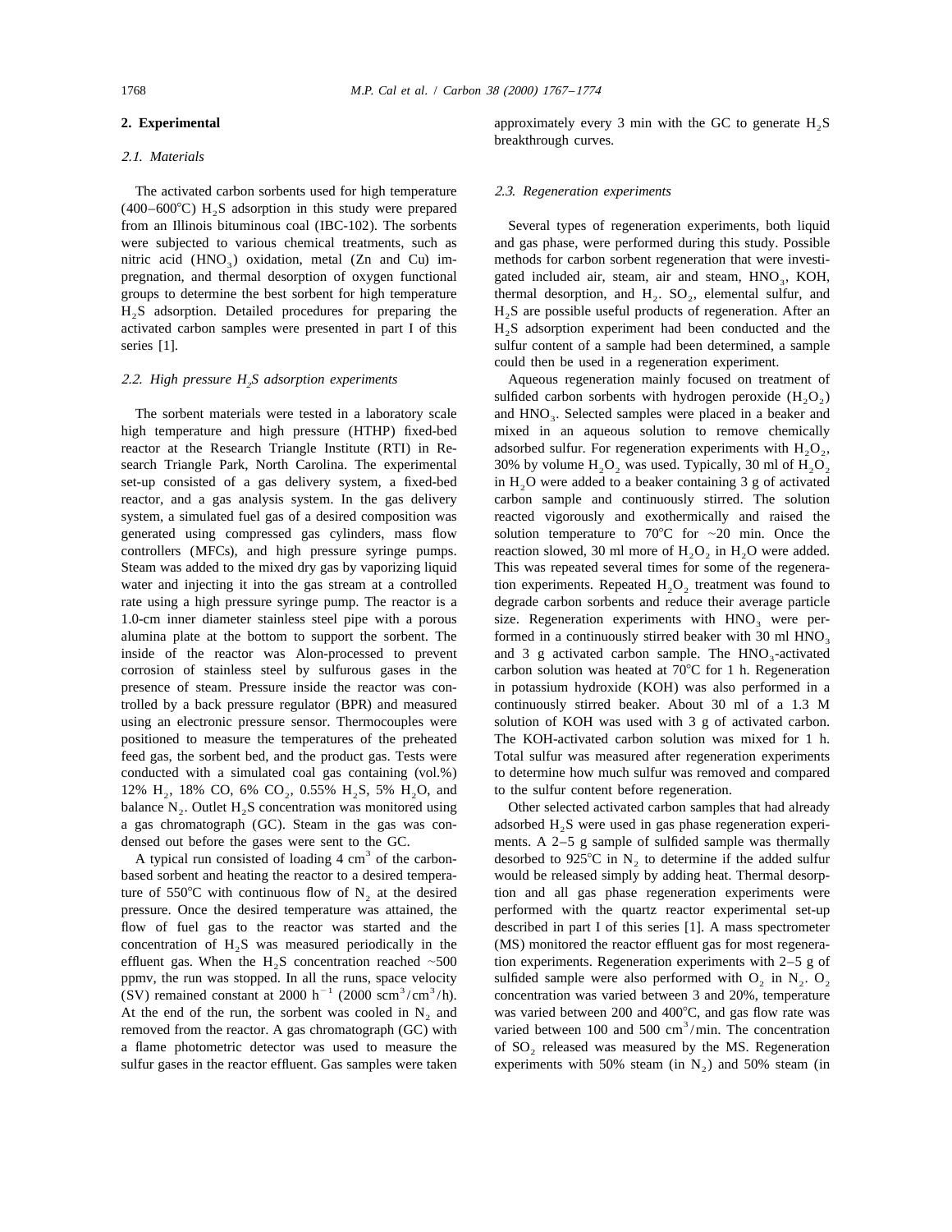## 2. Experimental

### 2.1. Materials

The activated carbon sorbents used for high temperature (400–600°C) $H_2S$ adsorption in this study were prepared from an Illinois bituminous coal (IBC-102). The sorbents were subjected to various chemical treatments, such as nitric acid ($HNO_3$) oxidation, metal (Zn and Cu) impregnation, and thermal desorption of oxygen functional groups to determine the best sorbent for high temperature $H_2S$ adsorption. Detailed procedures for preparing the activated carbon samples were presented in part I of this series [1].

### 2.2. High pressure $H_2S$ adsorption experiments

The sorbent materials were tested in a laboratory scale high temperature and high pressure (HTHP) fixed-bed reactor at the Research Triangle Institute (RTI) in Research Triangle Park, North Carolina. The experimental set-up consisted of a gas delivery system, a fixed-bed reactor, and a gas analysis system. In the gas delivery system, a simulated fuel gas of a desired composition was generated using compressed gas cylinders, mass flow controllers (MFCs), and high pressure syringe pumps. Steam was added to the mixed dry gas by vaporizing liquid water and injecting it into the gas stream at a controlled rate using a high pressure syringe pump. The reactor is a 1.0-cm inner diameter stainless steel pipe with a porous alumina plate at the bottom to support the sorbent. The inside of the reactor was Alon-processed to prevent corrosion of stainless steel by sulfurous gases in the presence of steam. Pressure inside the reactor was controlled by a back pressure regulator (BPR) and measured using an electronic pressure sensor. Thermocouples were positioned to measure the temperatures of the preheated feed gas, the sorbent bed, and the product gas. Tests were conducted with a simulated coal gas containing (vol.%) 12% $H_2$, 18% CO, 6% $CO_2$, 0.55% $H_2S$, 5% $H_2O$, and balance $N_2$. Outlet $H_2S$ concentration was monitored using a gas chromatograph (GC). Steam in the gas was condensed out before the gases were sent to the GC.

A typical run consisted of loading 4 $cm^3$ of the carbon-based sorbent and heating the reactor to a desired temperature of 550°C with continuous flow of $N_2$ at the desired pressure. Once the desired temperature was attained, the flow of fuel gas to the reactor was started and the concentration of $H_2S$ was measured periodically in the effluent gas. When the $H_2S$ concentration reached ~500 ppmv, the run was stopped. In all the runs, space velocity (SV) remained constant at 2000 $h^{-1}$ (2000 $scm^3/cm^3/h$). At the end of the run, the sorbent was cooled in $N_2$ and removed from the reactor. A gas chromatograph (GC) with a flame photometric detector was used to measure the sulfur gases in the reactor effluent. Gas samples were taken approximately every 3 min with the GC to generate $H_2S$ breakthrough curves.

### 2.3. Regeneration experiments

Several types of regeneration experiments, both liquid and gas phase, were performed during this study. Possible methods for carbon sorbent regeneration that were investigated included air, steam, air and steam, $HNO_3$, KOH, thermal desorption, and $H_2$. $SO_2$, elemental sulfur, and $H_2S$ are possible useful products of regeneration. After an $H_2S$ adsorption experiment had been conducted and the sulfur content of a sample had been determined, a sample could then be used in a regeneration experiment.

Aqueous regeneration mainly focused on treatment of sulfided carbon sorbents with hydrogen peroxide ($H_2O_2$) and $HNO_3$. Selected samples were placed in a beaker and mixed in an aqueous solution to remove chemically adsorbed sulfur. For regeneration experiments with $H_2O_2$, 30% by volume $H_2O_2$ was used. Typically, 30 ml of $H_2O_2$ in $H_2O$ were added to a beaker containing 3 g of activated carbon sample and continuously stirred. The solution reacted vigorously and exothermically and raised the solution temperature to 70°C for ~20 min. Once the reaction slowed, 30 ml more of $H_2O_2$ in $H_2O$ were added. This was repeated several times for some of the regeneration experiments. Repeated $H_2O_2$ treatment was found to degrade carbon sorbents and reduce their average particle size. Regeneration experiments with $HNO_3$ were performed in a continuously stirred beaker with 30 ml $HNO_3$ and 3 g activated carbon sample. The $HNO_3$-activated carbon solution was heated at 70°C for 1 h. Regeneration in potassium hydroxide (KOH) was also performed in a continuously stirred beaker. About 30 ml of a 1.3 M solution of KOH was used with 3 g of activated carbon. The KOH-activated carbon solution was mixed for 1 h. Total sulfur was measured after regeneration experiments to determine how much sulfur was removed and compared to the sulfur content before regeneration.

Other selected activated carbon samples that had already adsorbed $H_2S$ were used in gas phase regeneration experiments. A 2–5 g sample of sulfided sample was thermally desorbed to 925°C in $N_2$ to determine if the added sulfur would be released simply by adding heat. Thermal desorption and all gas phase regeneration experiments were performed with the quartz reactor experimental set-up described in part I of this series [1]. A mass spectrometer (MS) monitored the reactor effluent gas for most regeneration experiments. Regeneration experiments with 2–5 g of sulfided sample were also performed with $O_2$ in $N_2$. $O_2$ concentration was varied between 3 and 20%, temperature was varied between 200 and 400°C, and gas flow rate was varied between 100 and 500 $cm^3/min$. The concentration of $SO_2$ released was measured by the MS. Regeneration experiments with 50% steam (in $N_2$) and 50% steam (in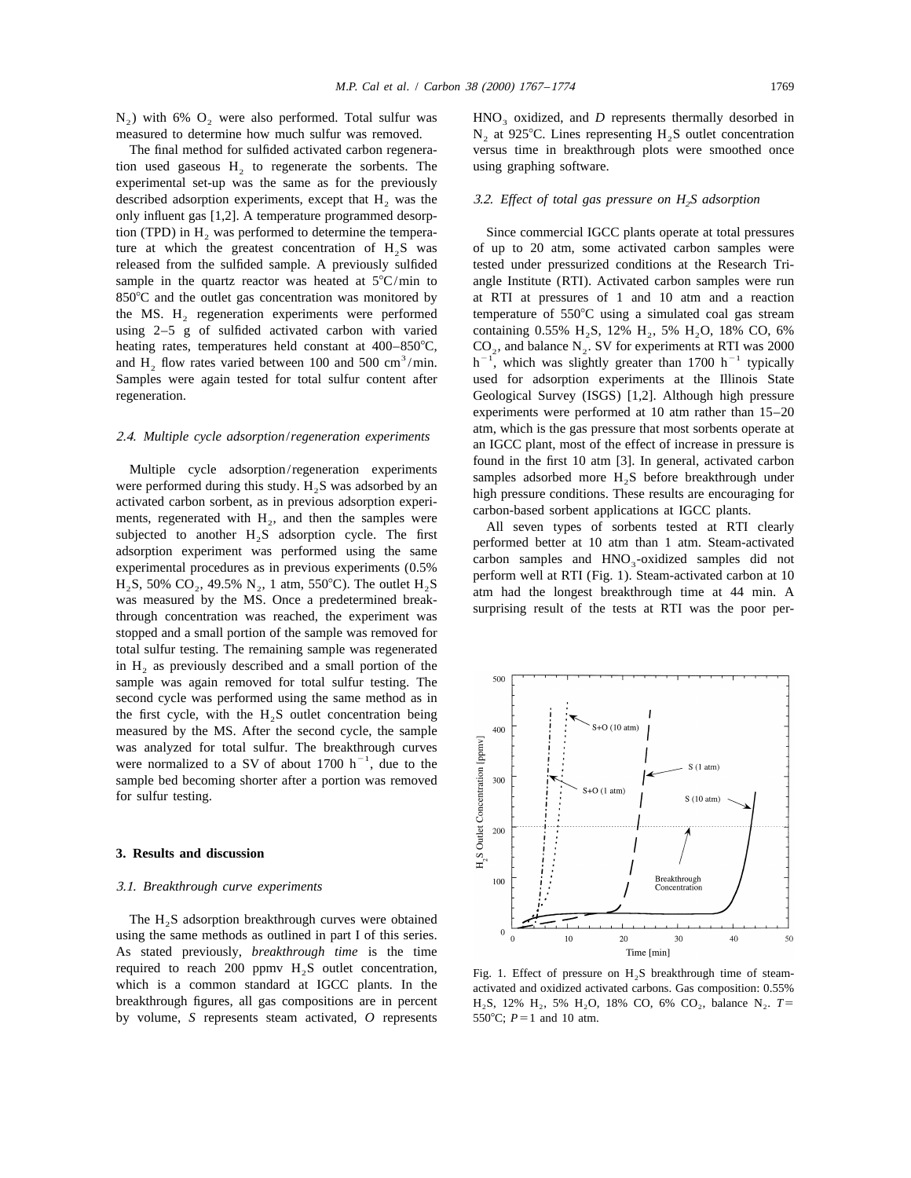$N_2$) with 6% $O_2$ were also performed. Total sulfur was measured to determine how much sulfur was removed.

The final method for sulfided activated carbon regeneration used gaseous $H_2$ to regenerate the sorbents. The experimental set-up was the same as for the previously described adsorption experiments, except that $H_2$ was the only influent gas [1,2]. A temperature programmed desorption (TPD) in $H_2$ was performed to determine the temperature at which the greatest concentration of $H_2S$ was released from the sulfided sample. A previously sulfided sample in the quartz reactor was heated at 5°C/min to 850°C and the outlet gas concentration was monitored by the MS. $H_2$ regeneration experiments were performed using 2–5 g of sulfided activated carbon with varied heating rates, temperatures held constant at 400–850°C, and $H_2$ flow rates varied between 100 and 500 $cm^3$/min. Samples were again tested for total sulfur content after regeneration.

### 2.4. Multiple cycle adsorption/regeneration experiments

Multiple cycle adsorption/regeneration experiments were performed during this study. $H_2S$ was adsorbed by an activated carbon sorbent, as in previous adsorption experiments, regenerated with $H_2$, and then the samples were subjected to another $H_2S$ adsorption cycle. The first adsorption experiment was performed using the same experimental procedures as in previous experiments (0.5% $H_2S$, 50% $CO_2$, 49.5% $N_2$, 1 atm, 550°C). The outlet $H_2S$ was measured by the MS. Once a predetermined breakthrough concentration was reached, the experiment was stopped and a small portion of the sample was removed for total sulfur testing. The remaining sample was regenerated in $H_2$ as previously described and a small portion of the sample was again removed for total sulfur testing. The second cycle was performed using the same method as in the first cycle, with the $H_2S$ outlet concentration being measured by the MS. After the second cycle, the sample was analyzed for total sulfur. The breakthrough curves were normalized to a SV of about 1700 $h^{-1}$, due to the sample bed becoming shorter after a portion was removed for sulfur testing.

## 3. Results and discussion

### 3.1. Breakthrough curve experiments

The $H_2S$ adsorption breakthrough curves were obtained using the same methods as outlined in part I of this series. As stated previously, *breakthrough time* is the time required to reach 200 ppmv $H_2S$ outlet concentration, which is a common standard at IGCC plants. In the breakthrough figures, all gas compositions are in percent by volume, *S* represents steam activated, *O* represents $HNO_3$ oxidized, and *D* represents thermally desorbed in $N_2$ at 925°C. Lines representing $H_2S$ outlet concentration versus time in breakthrough plots were smoothed once using graphing software.

### 3.2. Effect of total gas pressure on $H_2S$ adsorption

Since commercial IGCC plants operate at total pressures of up to 20 atm, some activated carbon samples were tested under pressurized conditions at the Research Triangle Institute (RTI). Activated carbon samples were run at RTI at pressures of 1 and 10 atm and a reaction temperature of 550°C using a simulated coal gas stream containing 0.55% $H_2S$, 12% $H_2$, 5% $H_2O$, 18% CO, 6% $CO_2$, and balance $N_2$. SV for experiments at RTI was 2000 $h^{-1}$, which was slightly greater than 1700 $h^{-1}$ typically used for adsorption experiments at the Illinois State Geological Survey (ISGS) [1,2]. Although high pressure experiments were performed at 10 atm rather than 15–20 atm, which is the gas pressure that most sorbents operate at an IGCC plant, most of the effect of increase in pressure is found in the first 10 atm [3]. In general, activated carbon samples adsorbed more $H_2S$ before breakthrough under high pressure conditions. These results are encouraging for carbon-based sorbent applications at IGCC plants.

All seven types of sorbents tested at RTI clearly performed better at 10 atm than 1 atm. Steam-activated carbon samples and $HNO_3$-oxidized samples did not perform well at RTI (Fig. 1). Steam-activated carbon at 10 atm had the longest breakthrough time at 44 min. A surprising result of the tests at RTI was the poor per-

Fig. 1. Effect of pressure on $H_2S$ breakthrough time of steam-activated and oxidized activated carbons. Gas composition: 0.55% $H_2S$, 12% $H_2$, 5% $H_2O$, 18% CO, 6% $CO_2$, balance $N_2$. $T=$ 550°C; $P=1$ and 10 atm.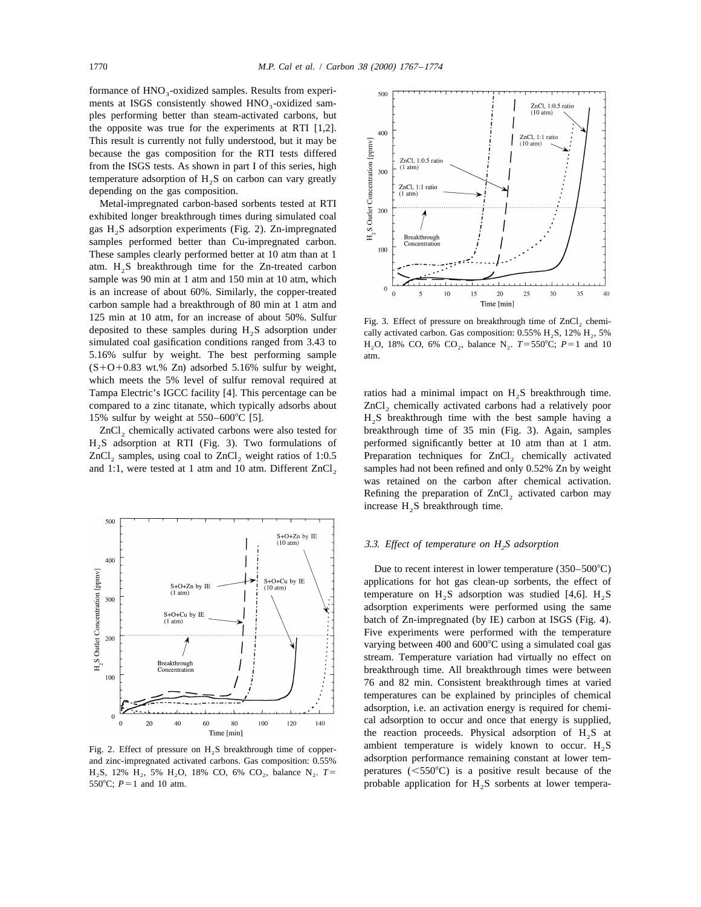formance of $HNO_3$-oxidized samples. Results from experiments at ISGS consistently showed $HNO_3$-oxidized samples performing better than steam-activated carbons, but the opposite was true for the experiments at RTI [1,2]. This result is currently not fully understood, but it may be because the gas composition for the RTI tests differed from the ISGS tests. As shown in part I of this series, high temperature adsorption of $H_2S$ on carbon can vary greatly depending on the gas composition.

Metal-impregnated carbon-based sorbents tested at RTI exhibited longer breakthrough times during simulated coal gas $H_2S$ adsorption experiments (Fig. 2). Zn-impregnated samples performed better than Cu-impregnated carbon. These samples clearly performed better at 10 atm than at 1 atm. $H_2S$ breakthrough time for the Zn-treated carbon sample was 90 min at 1 atm and 150 min at 10 atm, which is an increase of about 60%. Similarly, the copper-treated carbon sample had a breakthrough of 80 min at 1 atm and 125 min at 10 atm, for an increase of about 50%. Sulfur deposited to these samples during $H_2S$ adsorption under simulated coal gasification conditions ranged from 3.43 to 5.16% sulfur by weight. The best performing sample (S+O+0.83 wt.% Zn) adsorbed 5.16% sulfur by weight, which meets the 5% level of sulfur removal required at Tampa Electric's IGCC facility [4]. This percentage can be compared to a zinc titanate, which typically adsorbs about 15% sulfur by weight at 550–600°C [5].

$ZnCl_2$ chemically activated carbons were also tested for $H_2S$ adsorption at RTI (Fig. 3). Two formulations of $ZnCl_2$ samples, using coal to $ZnCl_2$ weight ratios of 1:0.5 and 1:1, were tested at 1 atm and 10 atm. Different $ZnCl_2$ ratios had a minimal impact on $H_2S$ breakthrough time. $ZnCl_2$ chemically activated carbons had a relatively poor $H_2S$ breakthrough time with the best sample having a breakthrough time of 35 min (Fig. 3). Again, samples performed significantly better at 10 atm than at 1 atm. Preparation techniques for $ZnCl_2$ chemically activated samples had not been refined and only 0.52% Zn by weight was retained on the carbon after chemical activation. Refining the preparation of $ZnCl_2$ activated carbon may increase $H_2S$ breakthrough time.

Fig. 2. Effect of pressure on $H_2S$ breakthrough time of copper- and zinc-impregnated activated carbons. Gas composition: 0.55% $H_2S$, 12% $H_2$, 5% $H_2O$, 18% CO, 6% $CO_2$, balance $N_2$. $T$= 550°C; $P$=1 and 10 atm.

Fig. 3. Effect of pressure on breakthrough time of $ZnCl_2$ chemically activated carbon. Gas composition: 0.55% $H_2S$, 12% $H_2$, 5% $H_2O$, 18% CO, 6% $CO_2$, balance $N_2$. $T$=550°C; $P$=1 and 10 atm.

### 3.3. Effect of temperature on $H_2S$ adsorption

Due to recent interest in lower temperature (350–500°C) applications for hot gas clean-up sorbents, the effect of temperature on $H_2S$ adsorption was studied [4,6]. $H_2S$ adsorption experiments were performed using the same batch of Zn-impregnated (by IE) carbon at ISGS (Fig. 4). Five experiments were performed with the temperature varying between 400 and 600°C using a simulated coal gas stream. Temperature variation had virtually no effect on breakthrough time. All breakthrough times were between 76 and 82 min. Consistent breakthrough times at varied temperatures can be explained by principles of chemical adsorption, i.e. an activation energy is required for chemical adsorption to occur and once that energy is supplied, the reaction proceeds. Physical adsorption of $H_2S$ at ambient temperature is widely known to occur. $H_2S$ adsorption performance remaining constant at lower temperatures (<550°C) is a positive result because of the probable application for $H_2S$ sorbents at lower tempera-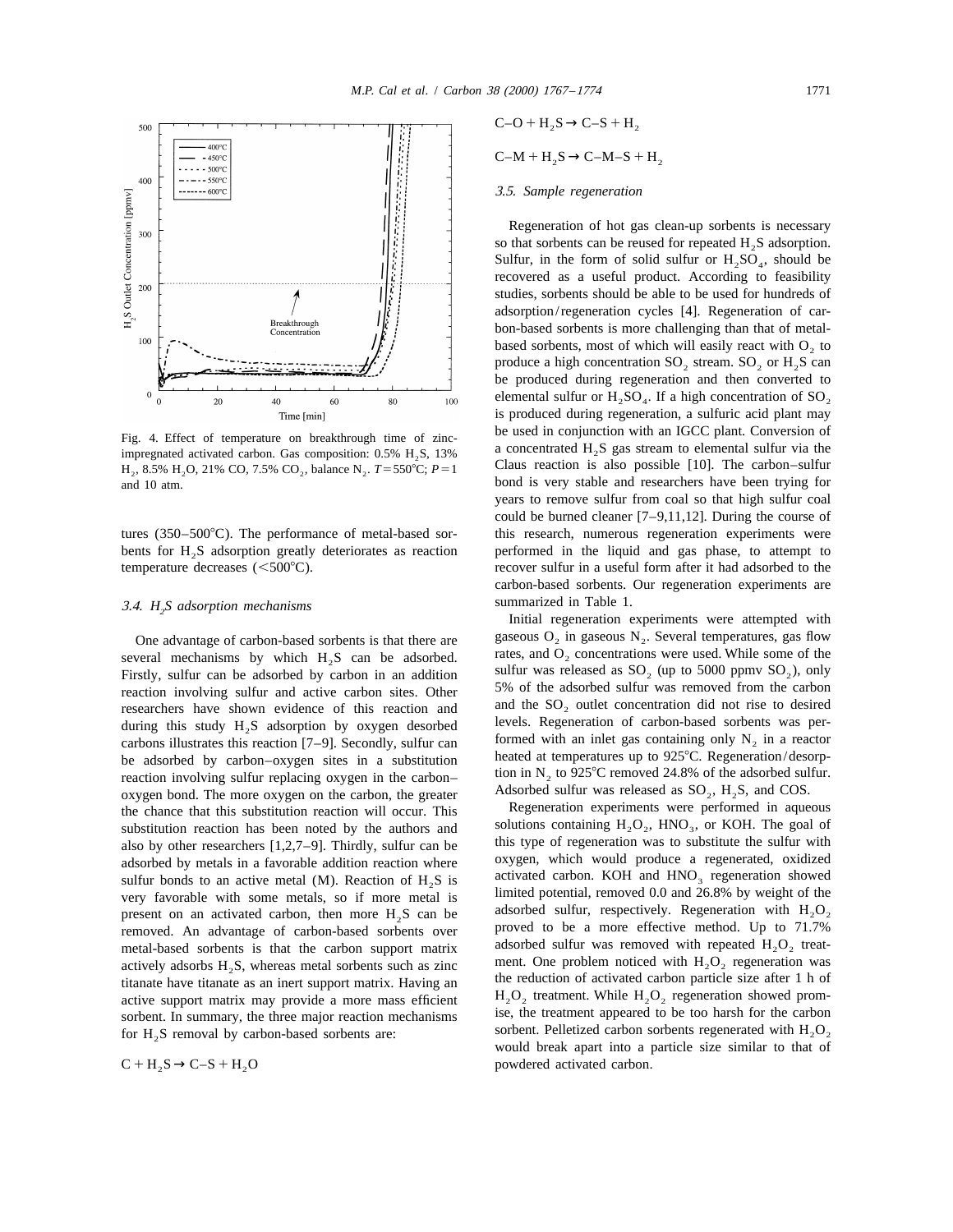Fig. 4. Effect of temperature on breakthrough time of zinc-impregnated activated carbon. Gas composition: 0.5% $H_2S$, 13% $H_2$, 8.5% $H_2O$, 21% CO, 7.5% $CO_2$, balance $N_2$. $T = 550°C$; $P = 1$ and 10 atm.

tures (350–500°C). The performance of metal-based sorbents for $H_2S$ adsorption greatly deteriorates as reaction temperature decreases (<500°C).

### 3.4. $H_2S$ adsorption mechanisms

One advantage of carbon-based sorbents is that there are several mechanisms by which $H_2S$ can be adsorbed. Firstly, sulfur can be adsorbed by carbon in an addition reaction involving sulfur and active carbon sites. Other researchers have shown evidence of this reaction and during this study $H_2S$ adsorption by oxygen desorbed carbons illustrates this reaction [7–9]. Secondly, sulfur can be adsorbed by carbon–oxygen sites in a substitution reaction involving sulfur replacing oxygen in the carbon–oxygen bond. The more oxygen on the carbon, the greater the chance that this substitution reaction will occur. This substitution reaction has been noted by the authors and also by other researchers [1,2,7–9]. Thirdly, sulfur can be adsorbed by metals in a favorable addition reaction where sulfur bonds to an active metal (M). Reaction of $H_2S$ is very favorable with some metals, so if more metal is present on an activated carbon, then more $H_2S$ can be removed. An advantage of carbon-based sorbents over metal-based sorbents is that the carbon support matrix actively adsorbs $H_2S$, whereas metal sorbents such as zinc titanate have titanate as an inert support matrix. Having an active support matrix may provide a more mass efficient sorbent. In summary, the three major reaction mechanisms for $H_2S$ removal by carbon-based sorbents are:

$$C + H_2S \rightarrow C\text{–}S + H_2O$$

$$C\text{–}O + H_2S \rightarrow C\text{–}S + H_2$$

$$C\text{–}M + H_2S \rightarrow C\text{–}M\text{–}S + H_2$$

### 3.5. Sample regeneration

Regeneration of hot gas clean-up sorbents is necessary so that sorbents can be reused for repeated $H_2S$ adsorption. Sulfur, in the form of solid sulfur or $H_2SO_4$, should be recovered as a useful product. According to feasibility studies, sorbents should be able to be used for hundreds of adsorption/regeneration cycles [4]. Regeneration of carbon-based sorbents is more challenging than that of metal-based sorbents, most of which will easily react with $O_2$ to produce a high concentration $SO_2$ stream. $SO_2$ or $H_2S$ can be produced during regeneration and then converted to elemental sulfur or $H_2SO_4$. If a high concentration of $SO_2$ is produced during regeneration, a sulfuric acid plant may be used in conjunction with an IGCC plant. Conversion of a concentrated $H_2S$ gas stream to elemental sulfur via the Claus reaction is also possible [10]. The carbon–sulfur bond is very stable and researchers have been trying for years to remove sulfur from coal so that high sulfur coal could be burned cleaner [7–9,11,12]. During the course of this research, numerous regeneration experiments were performed in the liquid and gas phase, to attempt to recover sulfur in a useful form after it had adsorbed to the carbon-based sorbents. Our regeneration experiments are summarized in Table 1.

Initial regeneration experiments were attempted with gaseous $O_2$ in gaseous $N_2$. Several temperatures, gas flow rates, and $O_2$ concentrations were used. While some of the sulfur was released as $SO_2$ (up to 5000 ppmv $SO_2$), only 5% of the adsorbed sulfur was removed from the carbon and the $SO_2$ outlet concentration did not rise to desired levels. Regeneration of carbon-based sorbents was performed with an inlet gas containing only $N_2$ in a reactor heated at temperatures up to 925°C. Regeneration/desorption in $N_2$ to 925°C removed 24.8% of the adsorbed sulfur. Adsorbed sulfur was released as $SO_2$, $H_2S$, and COS.

Regeneration experiments were performed in aqueous solutions containing $H_2O_2$, $HNO_3$, or KOH. The goal of this type of regeneration was to substitute the sulfur with oxygen, which would produce a regenerated, oxidized activated carbon. KOH and $HNO_3$ regeneration showed limited potential, removed 0.0 and 26.8% by weight of the adsorbed sulfur, respectively. Regeneration with $H_2O_2$ proved to be a more effective method. Up to 71.7% adsorbed sulfur was removed with repeated $H_2O_2$ treatment. One problem noticed with $H_2O_2$ regeneration was the reduction of activated carbon particle size after 1 h of $H_2O_2$ treatment. While $H_2O_2$ regeneration showed promise, the treatment appeared to be too harsh for the carbon sorbent. Pelletized carbon sorbents regenerated with $H_2O_2$ would break apart into a particle size similar to that of powdered activated carbon.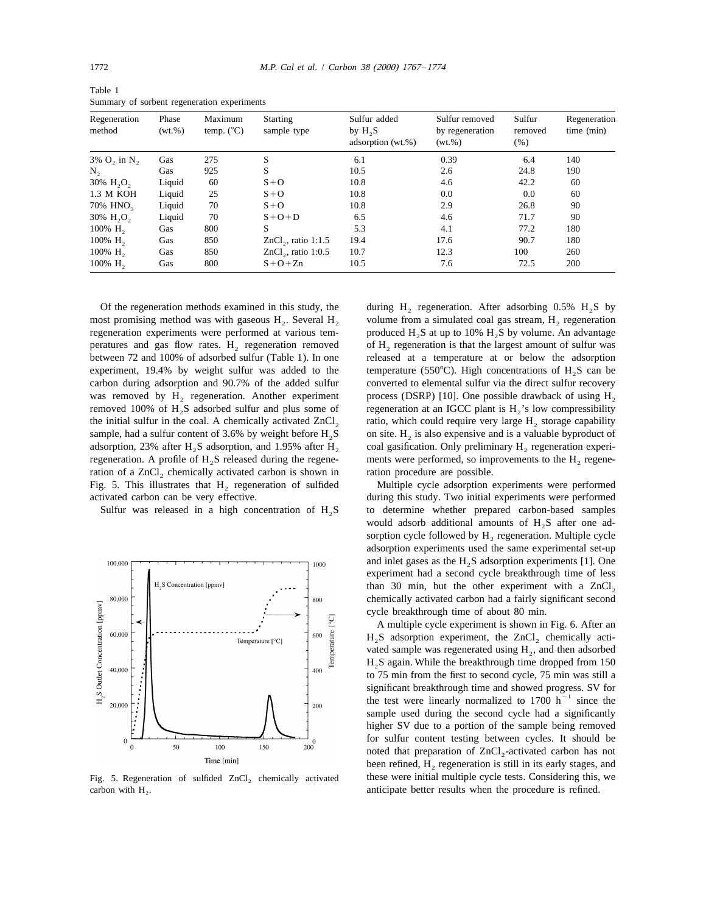Table 1
Summary of sorbent regeneration experiments

| Regeneration method | Phase (wt.%) | Maximum temp. (°C) | Starting sample type | Sulfur added by $H_2S$ adsorption (wt.%) | Sulfur removed by regeneration (wt.%) | Sulfur removed (%) | Regeneration time (min) |
|---|---|---|---|---|---|---|---|
| 3% $O_2$ in $N_2$ | Gas | 275 | S | 6.1 | 0.39 | 6.4 | 140 |
| $N_2$ | Gas | 925 | S | 10.5 | 2.6 | 24.8 | 190 |
| 30% $H_2O_2$ | Liquid | 60 | S+O | 10.8 | 4.6 | 42.2 | 60 |
| 1.3 M KOH | Liquid | 25 | S+O | 10.8 | 0.0 | 0.0 | 60 |
| 70% $HNO_3$ | Liquid | 70 | S+O | 10.8 | 2.9 | 26.8 | 90 |
| 30% $H_2O_2$ | Liquid | 70 | S+O+D | 6.5 | 4.6 | 71.7 | 90 |
| 100% $H_2$ | Gas | 800 | S | 5.3 | 4.1 | 77.2 | 180 |
| 100% $H_2$ | Gas | 850 | $ZnCl_2$, ratio 1:1.5 | 19.4 | 17.6 | 90.7 | 180 |
| 100% $H_2$ | Gas | 850 | $ZnCl_2$, ratio 1:0.5 | 10.7 | 12.3 | 100 | 260 |
| 100% $H_2$ | Gas | 800 | S+O+Zn | 10.5 | 7.6 | 72.5 | 200 |

Of the regeneration methods examined in this study, the most promising method was with gaseous $H_2$. Several $H_2$ regeneration experiments were performed at various temperatures and gas flow rates. $H_2$ regeneration removed between 72 and 100% of adsorbed sulfur (Table 1). In one experiment, 19.4% by weight sulfur was added to the carbon during adsorption and 90.7% of the added sulfur was removed by $H_2$ regeneration. Another experiment removed 100% of $H_2S$ adsorbed sulfur and plus some of the initial sulfur in the coal. A chemically activated $ZnCl_2$ sample, had a sulfur content of 3.6% by weight before $H_2S$ adsorption, 23% after $H_2S$ adsorption, and 1.95% after $H_2$ regeneration. A profile of $H_2S$ released during the regeneration of a $ZnCl_2$ chemically activated carbon is shown in Fig. 5. This illustrates that $H_2$ regeneration of sulfided activated carbon can be very effective.

Sulfur was released in a high concentration of $H_2S$ during $H_2$ regeneration. After adsorbing 0.5% $H_2S$ by volume from a simulated coal gas stream, $H_2$ regeneration produced $H_2S$ at up to 10% $H_2S$ by volume. An advantage of $H_2$ regeneration is that the largest amount of sulfur was released at a temperature at or below the adsorption temperature (550°C). High concentrations of $H_2S$ can be converted to elemental sulfur via the direct sulfur recovery process (DSRP) [10]. One possible drawback of using $H_2$ regeneration at an IGCC plant is $H_2$'s low compressibility ratio, which could require very large $H_2$ storage capability on site. $H_2$ is also expensive and is a valuable byproduct of coal gasification. Only preliminary $H_2$ regeneration experiments were performed, so improvements to the $H_2$ regeneration procedure are possible.

Fig. 5. Regeneration of sulfided $ZnCl_2$ chemically activated carbon with $H_2$.

Multiple cycle adsorption experiments were performed during this study. Two initial experiments were performed to determine whether prepared carbon-based samples would adsorb additional amounts of $H_2S$ after one adsorption cycle followed by $H_2$ regeneration. Multiple cycle adsorption experiments used the same experimental set-up and inlet gases as the $H_2S$ adsorption experiments [1]. One experiment had a second cycle breakthrough time of less than 30 min, but the other experiment with a $ZnCl_2$ chemically activated carbon had a fairly significant second cycle breakthrough time of about 80 min.

A multiple cycle experiment is shown in Fig. 6. After an $H_2S$ adsorption experiment, the $ZnCl_2$ chemically activated sample was regenerated using $H_2$, and then adsorbed $H_2S$ again. While the breakthrough time dropped from 150 to 75 min from the first to second cycle, 75 min was still a significant breakthrough time and showed progress. SV for the test were linearly normalized to 1700 $h^{-1}$ since the sample used during the second cycle had a significantly higher SV due to a portion of the sample being removed for sulfur content testing between cycles. It should be noted that preparation of $ZnCl_2$-activated carbon has not been refined, $H_2$ regeneration is still in its early stages, and these were initial multiple cycle tests. Considering this, we anticipate better results when the procedure is refined.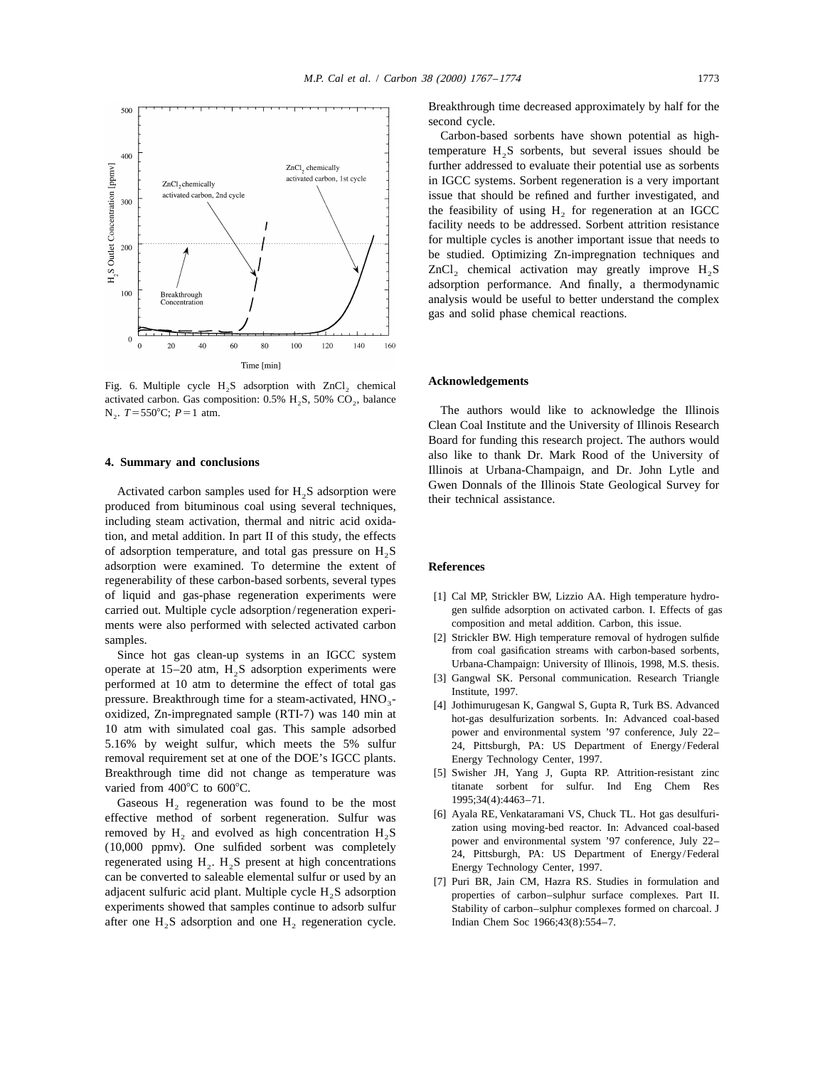Fig. 6. Multiple cycle $H_2S$ adsorption with $ZnCl_2$ chemical activated carbon. Gas composition: 0.5% $H_2S$, 50% $CO_2$, balance $N_2$. $T=550°C$; $P=1$ atm.

## 4. Summary and conclusions

Activated carbon samples used for $H_2S$ adsorption were produced from bituminous coal using several techniques, including steam activation, thermal and nitric acid oxidation, and metal addition. In part II of this study, the effects of adsorption temperature, and total gas pressure on $H_2S$ adsorption were examined. To determine the extent of regenerability of these carbon-based sorbents, several types of liquid and gas-phase regeneration experiments were carried out. Multiple cycle adsorption/regeneration experiments were also performed with selected activated carbon samples.

Since hot gas clean-up systems in an IGCC system operate at 15–20 atm, $H_2S$ adsorption experiments were performed at 10 atm to determine the effect of total gas pressure. Breakthrough time for a steam-activated, $HNO_3$-oxidized, Zn-impregnated sample (RTI-7) was 140 min at 10 atm with simulated coal gas. This sample adsorbed 5.16% by weight sulfur, which meets the 5% sulfur removal requirement set at one of the DOE's IGCC plants. Breakthrough time did not change as temperature was varied from 400°C to 600°C.

Gaseous $H_2$ regeneration was found to be the most effective method of sorbent regeneration. Sulfur was removed by $H_2$ and evolved as high concentration $H_2S$ (10,000 ppmv). One sulfided sorbent was completely regenerated using $H_2$. $H_2S$ present at high concentrations can be converted to saleable elemental sulfur or used by an adjacent sulfuric acid plant. Multiple cycle $H_2S$ adsorption experiments showed that samples continue to adsorb sulfur after one $H_2S$ adsorption and one $H_2$ regeneration cycle. Breakthrough time decreased approximately by half for the second cycle.

Carbon-based sorbents have shown potential as high-temperature $H_2S$ sorbents, but several issues should be further addressed to evaluate their potential use as sorbents in IGCC systems. Sorbent regeneration is a very important issue that should be refined and further investigated, and the feasibility of using $H_2$ for regeneration at an IGCC facility needs to be addressed. Sorbent attrition resistance for multiple cycles is another important issue that needs to be studied. Optimizing Zn-impregnation techniques and $ZnCl_2$ chemical activation may greatly improve $H_2S$ adsorption performance. And finally, a thermodynamic analysis would be useful to better understand the complex gas and solid phase chemical reactions.

## Acknowledgements

The authors would like to acknowledge the Illinois Clean Coal Institute and the University of Illinois Research Board for funding this research project. The authors would also like to thank Dr. Mark Rood of the University of Illinois at Urbana-Champaign, and Dr. John Lytle and Gwen Donnals of the Illinois State Geological Survey for their technical assistance.

## References

[1] Cal MP, Strickler BW, Lizzio AA. High temperature hydrogen sulfide adsorption on activated carbon. I. Effects of gas composition and metal addition. Carbon, this issue.

[2] Strickler BW. High temperature removal of hydrogen sulfide from coal gasification streams with carbon-based sorbents, Urbana-Champaign: University of Illinois, 1998, M.S. thesis.

[3] Gangwal SK. Personal communication. Research Triangle Institute, 1997.

[4] Jothimurugesan K, Gangwal S, Gupta R, Turk BS. Advanced hot-gas desulfurization sorbents. In: Advanced coal-based power and environmental system '97 conference, July 22–24, Pittsburgh, PA: US Department of Energy/Federal Energy Technology Center, 1997.

[5] Swisher JH, Yang J, Gupta RP. Attrition-resistant zinc titanate sorbent for sulfur. Ind Eng Chem Res 1995;34(4):4463–71.

[6] Ayala RE, Venkataramani VS, Chuck TL. Hot gas desulfurization using moving-bed reactor. In: Advanced coal-based power and environmental system '97 conference, July 22–24, Pittsburgh, PA: US Department of Energy/Federal Energy Technology Center, 1997.

[7] Puri BR, Jain CM, Hazra RS. Studies in formulation and properties of carbon–sulphur surface complexes. Part II. Stability of carbon–sulphur complexes formed on charcoal. J Indian Chem Soc 1966;43(8):554–7.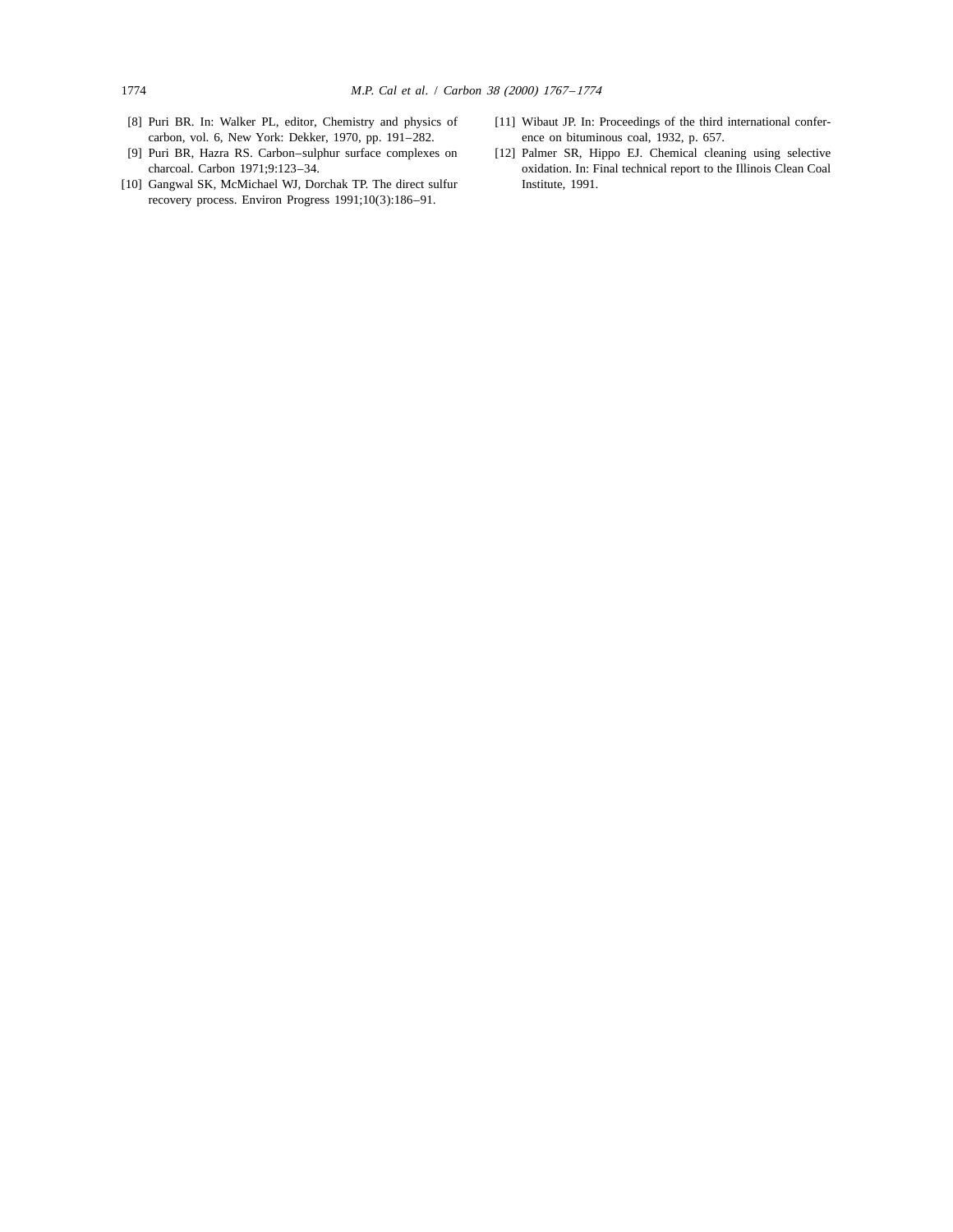[8] Puri BR. In: Walker PL, editor, Chemistry and physics of carbon, vol. 6, New York: Dekker, 1970, pp. 191–282.

[9] Puri BR, Hazra RS. Carbon–sulphur surface complexes on charcoal. Carbon 1971;9:123–34.

[10] Gangwal SK, McMichael WJ, Dorchak TP. The direct sulfur recovery process. Environ Progress 1991;10(3):186–91.

[11] Wibaut JP. In: Proceedings of the third international conference on bituminous coal, 1932, p. 657.

[12] Palmer SR, Hippo EJ. Chemical cleaning using selective oxidation. In: Final technical report to the Illinois Clean Coal Institute, 1991.